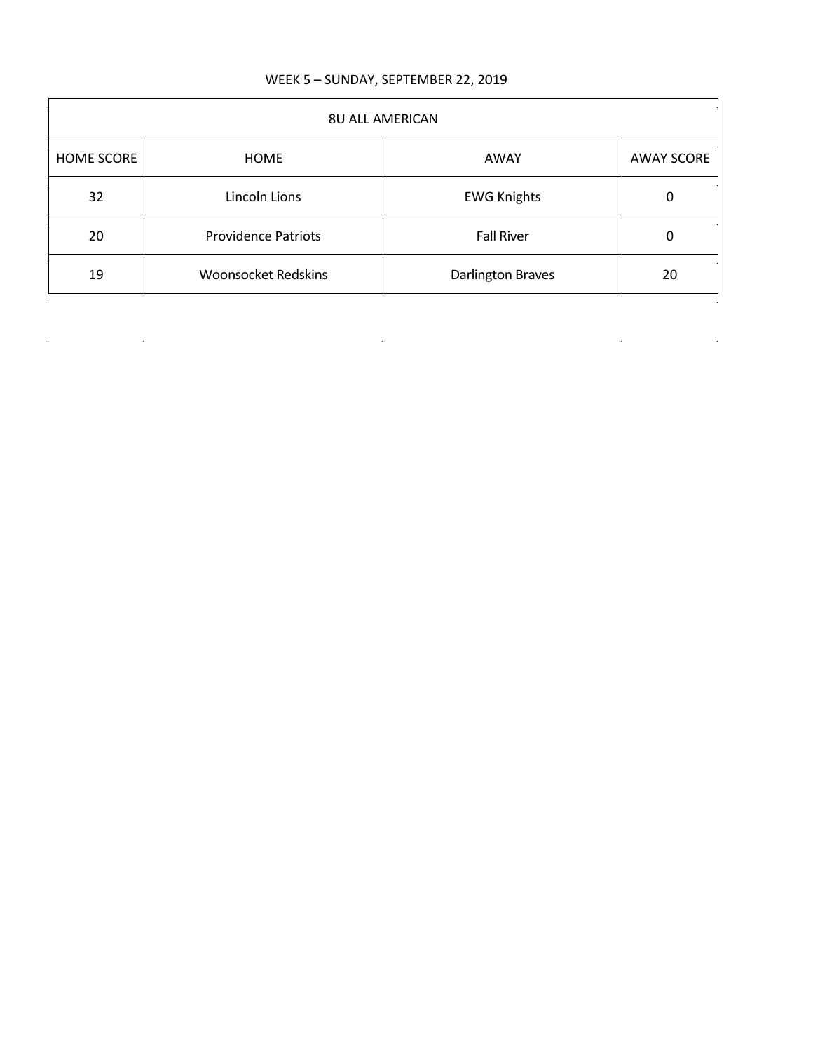WEEK 5 – SUNDAY, SEPTEMBER 22, 2019

| 8U ALL AMERICAN | | | |
|---|---|---|---|
| HOME SCORE | HOME | AWAY | AWAY SCORE |
| 32 | Lincoln Lions | EWG Knights | 0 |
| 20 | Providence Patriots | Fall River | 0 |
| 19 | Woonsocket Redskins | Darlington Braves | 20 |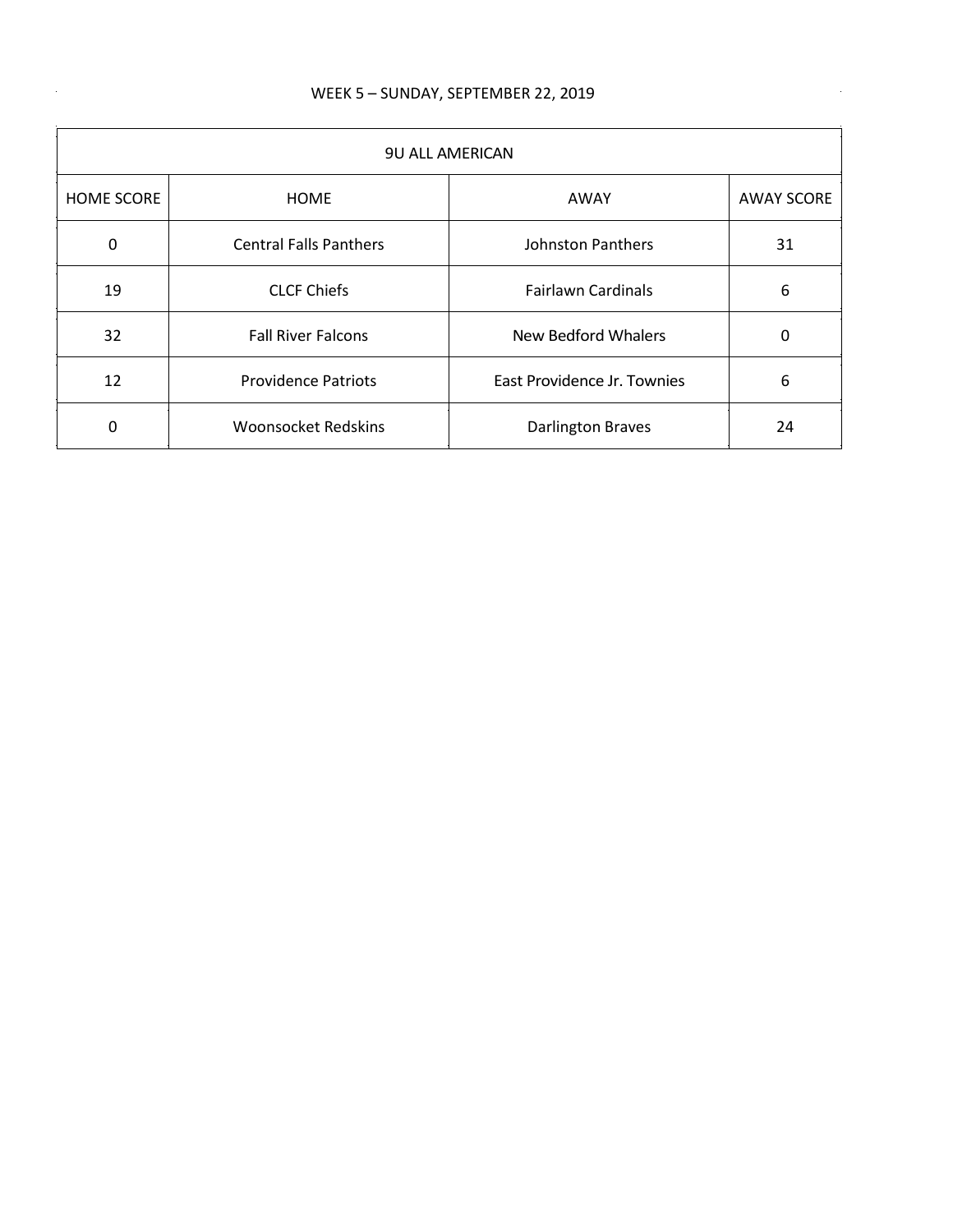WEEK 5 – SUNDAY, SEPTEMBER 22, 2019

| 9U ALL AMERICAN | | | |
|---|---|---|---|
| HOME SCORE | HOME | AWAY | AWAY SCORE |
| 0 | Central Falls Panthers | Johnston Panthers | 31 |
| 19 | CLCF Chiefs | Fairlawn Cardinals | 6 |
| 32 | Fall River Falcons | New Bedford Whalers | 0 |
| 12 | Providence Patriots | East Providence Jr. Townies | 6 |
| 0 | Woonsocket Redskins | Darlington Braves | 24 |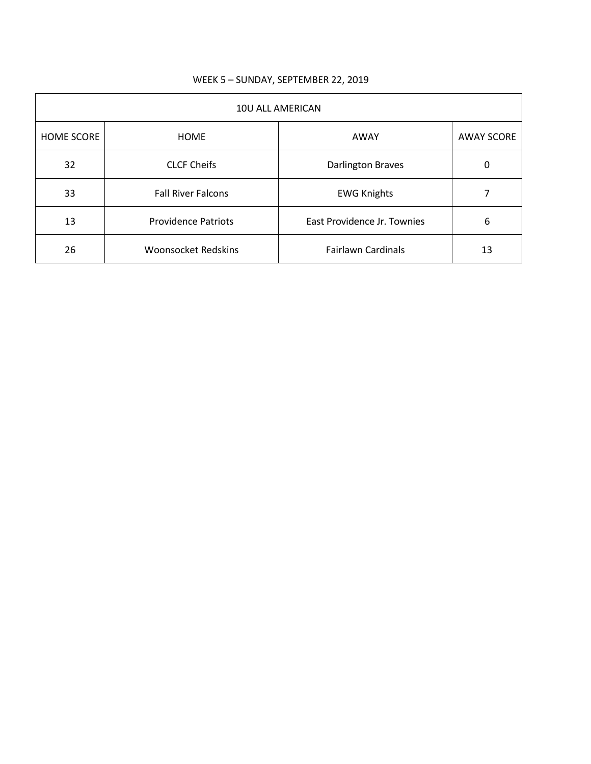WEEK 5 – SUNDAY, SEPTEMBER 22, 2019

| 10U ALL AMERICAN | | | |
|---|---|---|---|
| HOME SCORE | HOME | AWAY | AWAY SCORE |
| 32 | CLCF Cheifs | Darlington Braves | 0 |
| 33 | Fall River Falcons | EWG Knights | 7 |
| 13 | Providence Patriots | East Providence Jr. Townies | 6 |
| 26 | Woonsocket Redskins | Fairlawn Cardinals | 13 |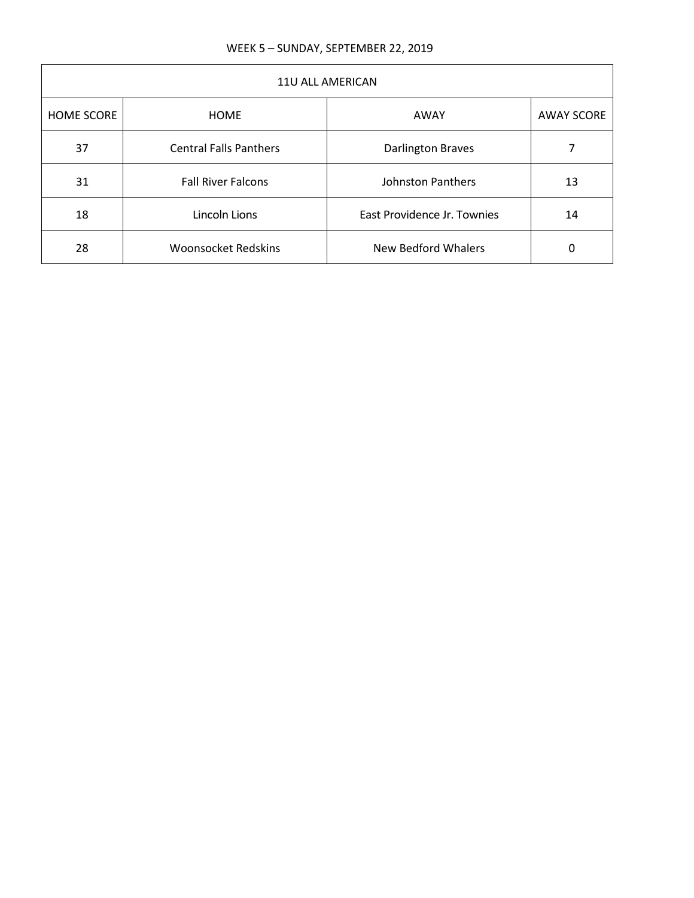WEEK 5 – SUNDAY, SEPTEMBER 22, 2019

| 11U ALL AMERICAN | | | |
|---|---|---|---|
| HOME SCORE | HOME | AWAY | AWAY SCORE |
| 37 | Central Falls Panthers | Darlington Braves | 7 |
| 31 | Fall River Falcons | Johnston Panthers | 13 |
| 18 | Lincoln Lions | East Providence Jr. Townies | 14 |
| 28 | Woonsocket Redskins | New Bedford Whalers | 0 |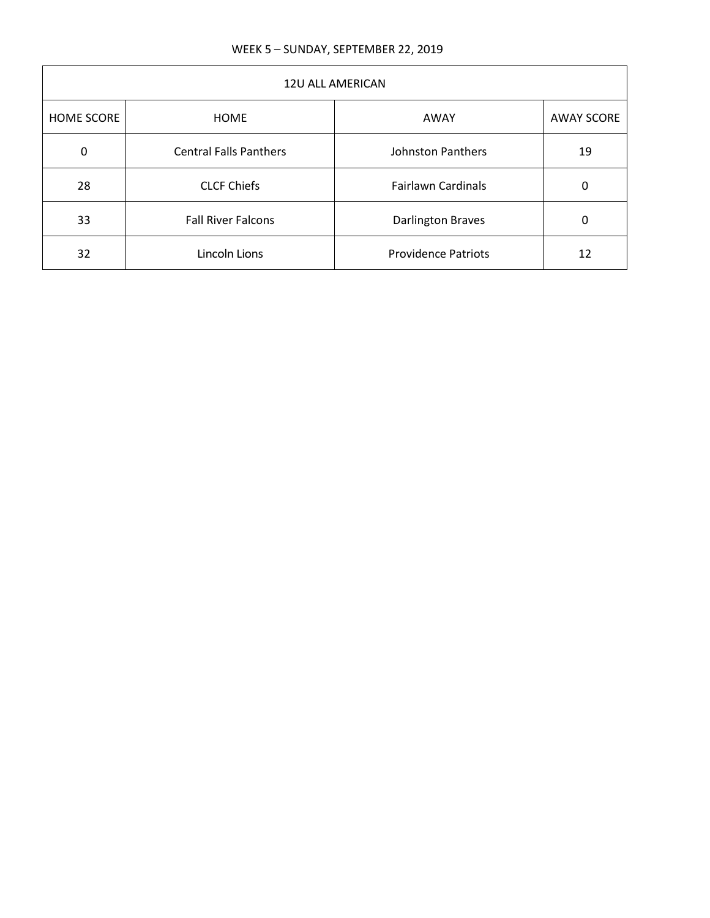WEEK 5 – SUNDAY, SEPTEMBER 22, 2019

| 12U ALL AMERICAN | | | |
|---|---|---|---|
| HOME SCORE | HOME | AWAY | AWAY SCORE |
| 0 | Central Falls Panthers | Johnston Panthers | 19 |
| 28 | CLCF Chiefs | Fairlawn Cardinals | 0 |
| 33 | Fall River Falcons | Darlington Braves | 0 |
| 32 | Lincoln Lions | Providence Patriots | 12 |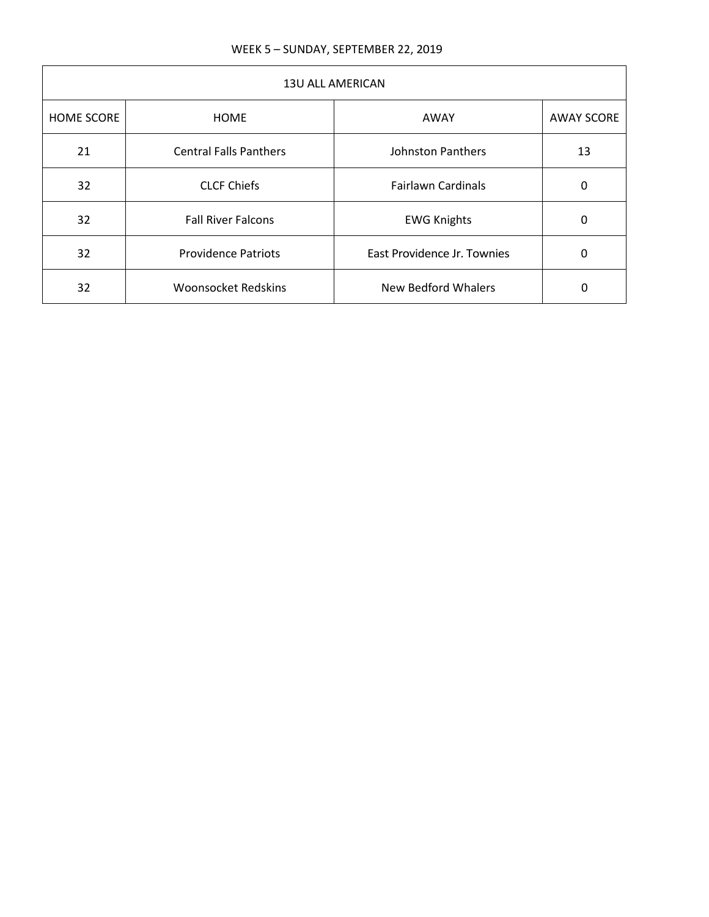WEEK 5 – SUNDAY, SEPTEMBER 22, 2019

| 13U ALL AMERICAN | | | |
|---|---|---|---|
| HOME SCORE | HOME | AWAY | AWAY SCORE |
| 21 | Central Falls Panthers | Johnston Panthers | 13 |
| 32 | CLCF Chiefs | Fairlawn Cardinals | 0 |
| 32 | Fall River Falcons | EWG Knights | 0 |
| 32 | Providence Patriots | East Providence Jr. Townies | 0 |
| 32 | Woonsocket Redskins | New Bedford Whalers | 0 |